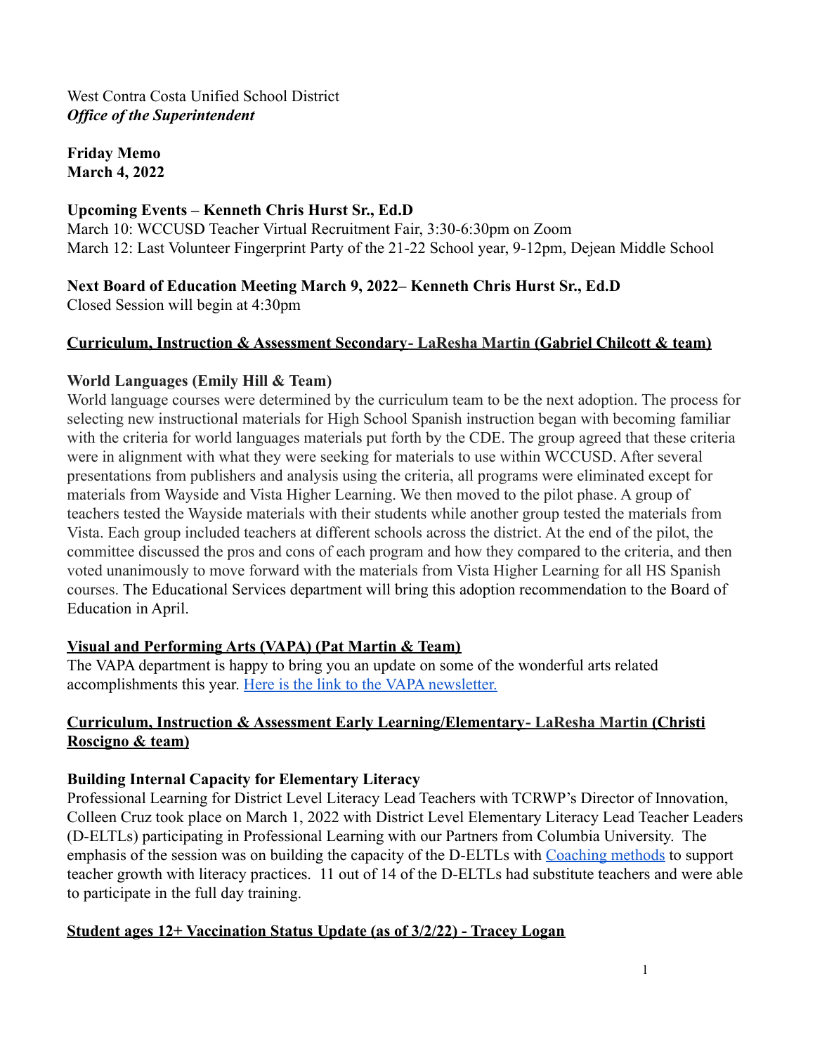West Contra Costa Unified School District
*Office of the Superintendent*

**Friday Memo**
**March 4, 2022**

**Upcoming Events – Kenneth Chris Hurst Sr., Ed.D**
March 10: WCCUSD Teacher Virtual Recruitment Fair, 3:30-6:30pm on Zoom
March 12: Last Volunteer Fingerprint Party of the 21-22 School year, 9-12pm, Dejean Middle School

**Next Board of Education Meeting March 9, 2022– Kenneth Chris Hurst Sr., Ed.D**
Closed Session will begin at 4:30pm

## Curriculum, Instruction & Assessment Secondary- LaResha Martin (Gabriel Chilcott & team)

### World Languages (Emily Hill & Team)

World language courses were determined by the curriculum team to be the next adoption. The process for selecting new instructional materials for High School Spanish instruction began with becoming familiar with the criteria for world languages materials put forth by the CDE. The group agreed that these criteria were in alignment with what they were seeking for materials to use within WCCUSD. After several presentations from publishers and analysis using the criteria, all programs were eliminated except for materials from Wayside and Vista Higher Learning. We then moved to the pilot phase. A group of teachers tested the Wayside materials with their students while another group tested the materials from Vista. Each group included teachers at different schools across the district. At the end of the pilot, the committee discussed the pros and cons of each program and how they compared to the criteria, and then voted unanimously to move forward with the materials from Vista Higher Learning for all HS Spanish courses. The Educational Services department will bring this adoption recommendation to the Board of Education in April.

### Visual and Performing Arts (VAPA) (Pat Martin & Team)

The VAPA department is happy to bring you an update on some of the wonderful arts related accomplishments this year. Here is the link to the VAPA newsletter.

## Curriculum, Instruction & Assessment Early Learning/Elementary- LaResha Martin (Christi Roscigno & team)

### Building Internal Capacity for Elementary Literacy

Professional Learning for District Level Literacy Lead Teachers with TCRWP's Director of Innovation, Colleen Cruz took place on March 1, 2022 with District Level Elementary Literacy Lead Teacher Leaders (D-ELTLs) participating in Professional Learning with our Partners from Columbia University. The emphasis of the session was on building the capacity of the D-ELTLs with Coaching methods to support teacher growth with literacy practices. 11 out of 14 of the D-ELTLs had substitute teachers and were able to participate in the full day training.

## Student ages 12+ Vaccination Status Update (as of 3/2/22) - Tracey Logan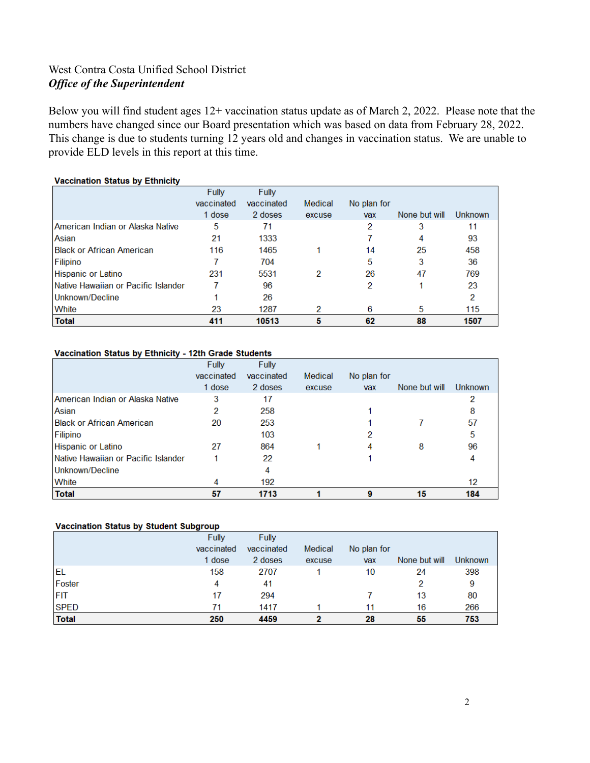West Contra Costa Unified School District
***Office of the Superintendent***

Below you will find student ages 12+ vaccination status update as of March 2, 2022. Please note that the numbers have changed since our Board presentation which was based on data from February 28, 2022. This change is due to students turning 12 years old and changes in vaccination status. We are unable to provide ELD levels in this report at this time.

**Vaccination Status by Ethnicity**

| | Fully vaccinated 1 dose | Fully vaccinated 2 doses | Medical excuse | No plan for vax | None but will | Unknown |
|---|---|---|---|---|---|---|
| American Indian or Alaska Native | 5 | 71 | | 2 | 3 | 11 |
| Asian | 21 | 1333 | | 7 | 4 | 93 |
| Black or African American | 116 | 1465 | 1 | 14 | 25 | 458 |
| Filipino | 7 | 704 | | 5 | 3 | 36 |
| Hispanic or Latino | 231 | 5531 | 2 | 26 | 47 | 769 |
| Native Hawaiian or Pacific Islander | 7 | 96 | | 2 | 1 | 23 |
| Unknown/Decline | 1 | 26 | | | | 2 |
| White | 23 | 1287 | 2 | 6 | 5 | 115 |
| **Total** | **411** | **10513** | **5** | **62** | **88** | **1507** |

**Vaccination Status by Ethnicity - 12th Grade Students**

| | Fully vaccinated 1 dose | Fully vaccinated 2 doses | Medical excuse | No plan for vax | None but will | Unknown |
|---|---|---|---|---|---|---|
| American Indian or Alaska Native | 3 | 17 | | | | 2 |
| Asian | 2 | 258 | | 1 | | 8 |
| Black or African American | 20 | 253 | | 1 | 7 | 57 |
| Filipino | | 103 | | 2 | | 5 |
| Hispanic or Latino | 27 | 864 | 1 | 4 | 8 | 96 |
| Native Hawaiian or Pacific Islander | 1 | 22 | | 1 | | 4 |
| Unknown/Decline | | 4 | | | | |
| White | 4 | 192 | | | | 12 |
| **Total** | **57** | **1713** | **1** | **9** | **15** | **184** |

**Vaccination Status by Student Subgroup**

| | Fully vaccinated 1 dose | Fully vaccinated 2 doses | Medical excuse | No plan for vax | None but will | Unknown |
|---|---|---|---|---|---|---|
| EL | 158 | 2707 | 1 | 10 | 24 | 398 |
| Foster | 4 | 41 | | | 2 | 9 |
| FIT | 17 | 294 | | 7 | 13 | 80 |
| SPED | 71 | 1417 | 1 | 11 | 16 | 266 |
| **Total** | **250** | **4459** | **2** | **28** | **55** | **753** |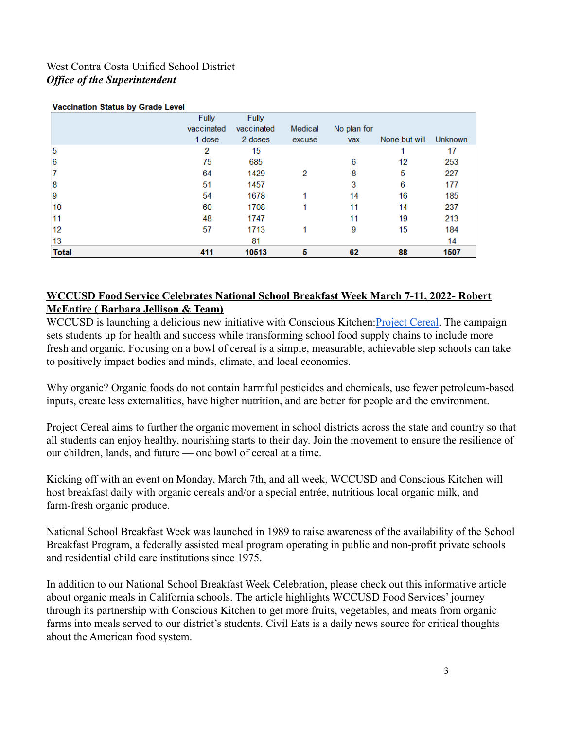West Contra Costa Unified School District
***Office of the Superintendent***

**Vaccination Status by Grade Level**

| | Fully vaccinated 1 dose | Fully vaccinated 2 doses | Medical excuse | No plan for vax | None but will | Unknown |
|---|---|---|---|---|---|---|
| 5 | 2 | 15 | | | 1 | 17 |
| 6 | 75 | 685 | | 6 | 12 | 253 |
| 7 | 64 | 1429 | 2 | 8 | 5 | 227 |
| 8 | 51 | 1457 | | 3 | 6 | 177 |
| 9 | 54 | 1678 | 1 | 14 | 16 | 185 |
| 10 | 60 | 1708 | 1 | 11 | 14 | 237 |
| 11 | 48 | 1747 | | 11 | 19 | 213 |
| 12 | 57 | 1713 | 1 | 9 | 15 | 184 |
| 13 | | 81 | | | | 14 |
| **Total** | **411** | **10513** | **5** | **62** | **88** | **1507** |

**WCCUSD Food Service Celebrates National School Breakfast Week March 7-11, 2022- Robert McEntire ( Barbara Jellison & Team)**

WCCUSD is launching a delicious new initiative with Conscious Kitchen:Project Cereal. The campaign sets students up for health and success while transforming school food supply chains to include more fresh and organic. Focusing on a bowl of cereal is a simple, measurable, achievable step schools can take to positively impact bodies and minds, climate, and local economies.

Why organic? Organic foods do not contain harmful pesticides and chemicals, use fewer petroleum-based inputs, create less externalities, have higher nutrition, and are better for people and the environment.

Project Cereal aims to further the organic movement in school districts across the state and country so that all students can enjoy healthy, nourishing starts to their day. Join the movement to ensure the resilience of our children, lands, and future — one bowl of cereal at a time.

Kicking off with an event on Monday, March 7th, and all week, WCCUSD and Conscious Kitchen will host breakfast daily with organic cereals and/or a special entrée, nutritious local organic milk, and farm-fresh organic produce.

National School Breakfast Week was launched in 1989 to raise awareness of the availability of the School Breakfast Program, a federally assisted meal program operating in public and non-profit private schools and residential child care institutions since 1975.

In addition to our National School Breakfast Week Celebration, please check out this informative article about organic meals in California schools. The article highlights WCCUSD Food Services' journey through its partnership with Conscious Kitchen to get more fruits, vegetables, and meats from organic farms into meals served to our district's students. Civil Eats is a daily news source for critical thoughts about the American food system.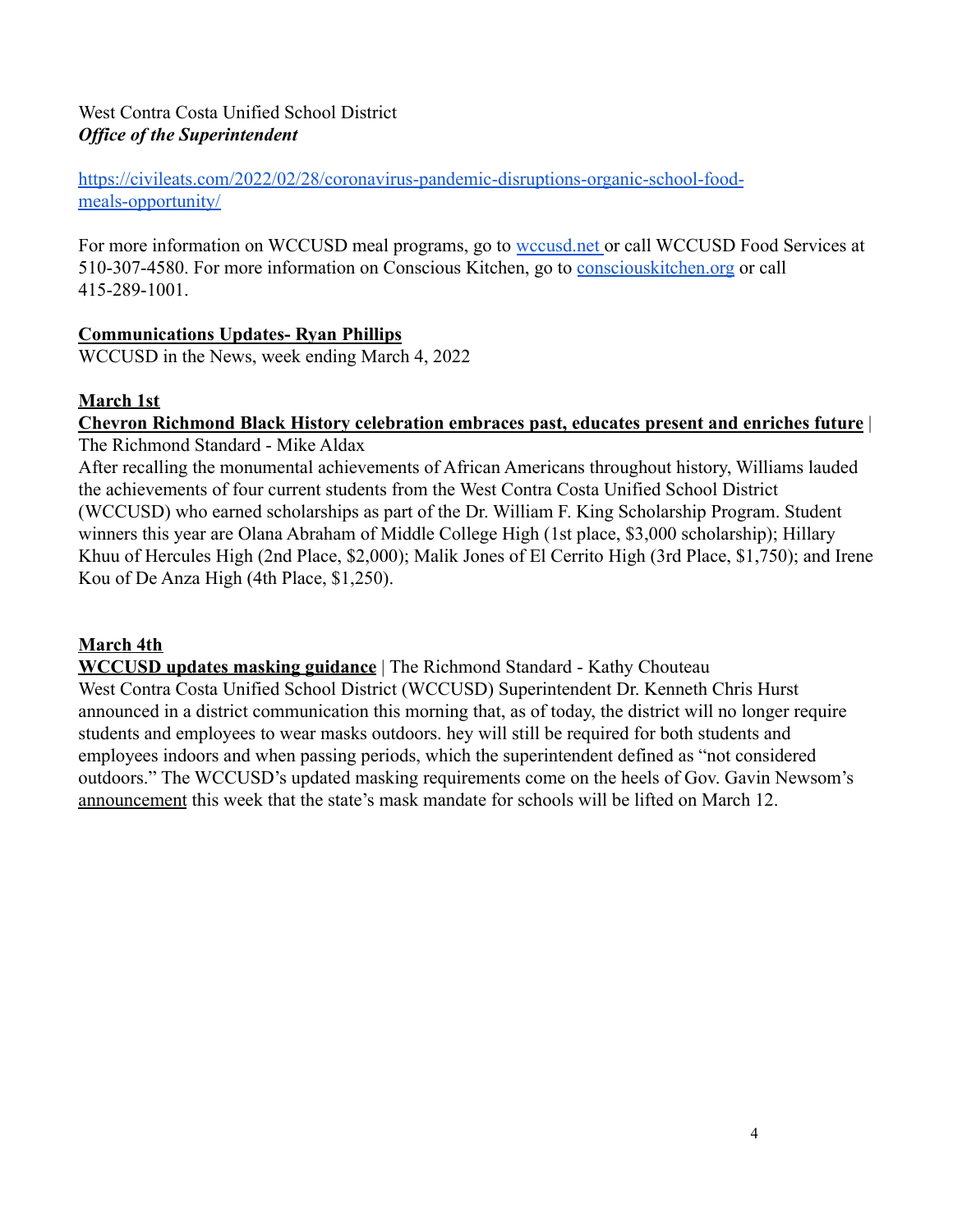West Contra Costa Unified School District
***Office of the Superintendent***

[https://civileats.com/2022/02/28/coronavirus-pandemic-disruptions-organic-school-food-meals-opportunity/](https://civileats.com/2022/02/28/coronavirus-pandemic-disruptions-organic-school-food-meals-opportunity/)

For more information on WCCUSD meal programs, go to [wccusd.net](wccusd.net) or call WCCUSD Food Services at 510-307-4580. For more information on Conscious Kitchen, go to [consciouskitchen.org](consciouskitchen.org) or call 415-289-1001.

**Communications Updates- Ryan Phillips**

WCCUSD in the News, week ending March 4, 2022

**March 1st**

**Chevron Richmond Black History celebration embraces past, educates present and enriches future** | The Richmond Standard - Mike Aldax

After recalling the monumental achievements of African Americans throughout history, Williams lauded the achievements of four current students from the West Contra Costa Unified School District (WCCUSD) who earned scholarships as part of the Dr. William F. King Scholarship Program. Student winners this year are Olana Abraham of Middle College High (1st place, $3,000 scholarship); Hillary Khuu of Hercules High (2nd Place, $2,000); Malik Jones of El Cerrito High (3rd Place, $1,750); and Irene Kou of De Anza High (4th Place, $1,250).

**March 4th**

**WCCUSD updates masking guidance** | The Richmond Standard - Kathy Chouteau

West Contra Costa Unified School District (WCCUSD) Superintendent Dr. Kenneth Chris Hurst announced in a district communication this morning that, as of today, the district will no longer require students and employees to wear masks outdoors. hey will still be required for both students and employees indoors and when passing periods, which the superintendent defined as "not considered outdoors." The WCCUSD's updated masking requirements come on the heels of Gov. Gavin Newsom's announcement this week that the state's mask mandate for schools will be lifted on March 12.